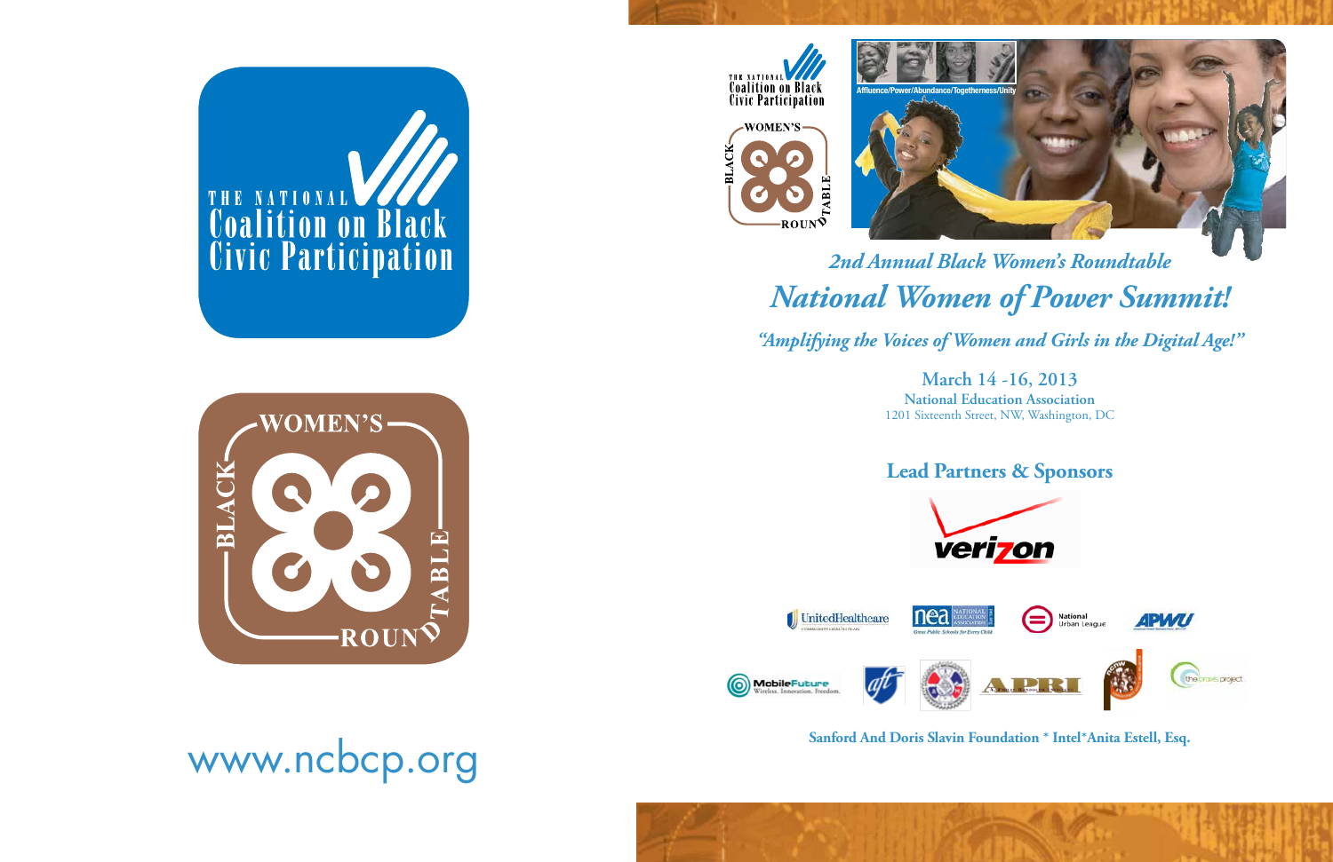THE NATIONAL Coalition on Black Civic Participation

BLACK WOMEN'S ROUNDTABLE

www.ncbcp.org

THE NATIONAL Coalition on Black Civic Participation

BLACK WOMEN'S ROUNDTABLE

Affluence/Power/Abundance/Togetherness/Unity

## *2nd Annual Black Women's Roundtable*

# *National Women of Power Summit!*

*"Amplifying the Voices of Women and Girls in the Digital Age!"*

**March 14 -16, 2013**
**National Education Association**
1201 Sixteenth Street, NW, Washington, DC

## Lead Partners & Sponsors

verizon

UnitedHealthcare · nea National Education Association · National Urban League · APWU

MobileFuture · aft · APRI · the praxis project

**Sanford And Doris Slavin Foundation * Intel*Anita Estell, Esq.**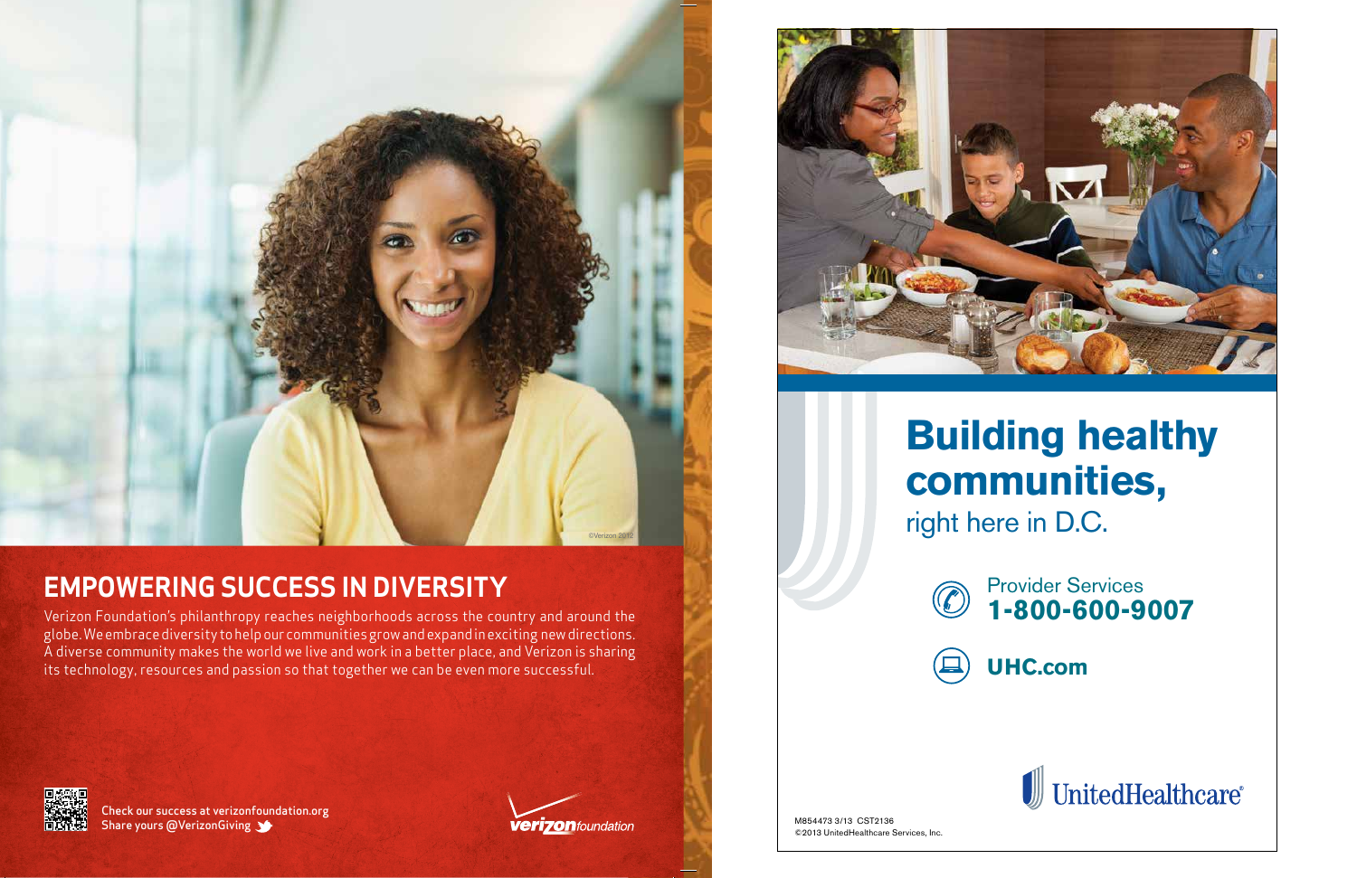©Verizon 2012

## EMPOWERING SUCCESS IN DIVERSITY

Verizon Foundation's philanthropy reaches neighborhoods across the country and around the globe. We embrace diversity to help our communities grow and expand in exciting new directions. A diverse community makes the world we live and work in a better place, and Verizon is sharing its technology, resources and passion so that together we can be even more successful.

Check our success at verizonfoundation.org
Share yours @VerizonGiving

verizon foundation

# Building healthy communities,

right here in D.C.

Provider Services
**1-800-600-9007**

**UHC.com**

UnitedHealthcare®

M854473 3/13 CST2136
©2013 UnitedHealthcare Services, Inc.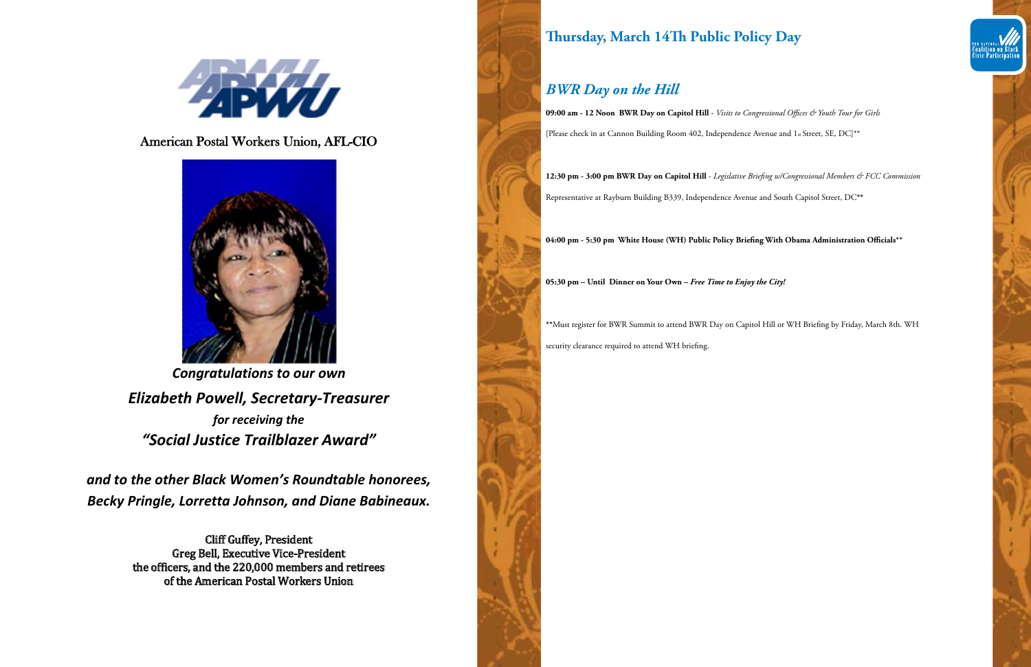APWU

American Postal Workers Union, AFL-CIO

*Congratulations to our own*

***Elizabeth Powell, Secretary-Treasurer***

*for receiving the*

***"Social Justice Trailblazer Award"***

***and to the other Black Women's Roundtable honorees, Becky Pringle, Lorretta Johnson, and Diane Babineaux.***

Cliff Guffey, President
Greg Bell, Executive Vice-President
the officers, and the 220,000 members and retirees
of the American Postal Workers Union

## Thursday, March 14Th Public Policy Day

The National Coalition on Black Civic Participation

### *BWR Day on the Hill*

**09:00 am - 12 Noon BWR Day on Capitol Hill** - *Visits to Congressional Offices & Youth Tour for Girls*

[Please check in at Cannon Building Room 402, Independence Avenue and 1st Street, SE, DC]**

**12:30 pm - 3:00 pm BWR Day on Capitol Hill** - *Legislative Briefing w/Congressional Members & FCC Commission*

Representative at Rayburn Building B339, Independence Avenue and South Capitol Street, DC**

**04:00 pm - 5:30 pm White House (WH) Public Policy Briefing With Obama Administration Officials****

**05:30 pm – Until Dinner on Your Own –** ***Free Time to Enjoy the City!***

**Must register for BWR Summit to attend BWR Day on Capitol Hill or WH Briefing by Friday, March 8th. WH security clearance required to attend WH briefing.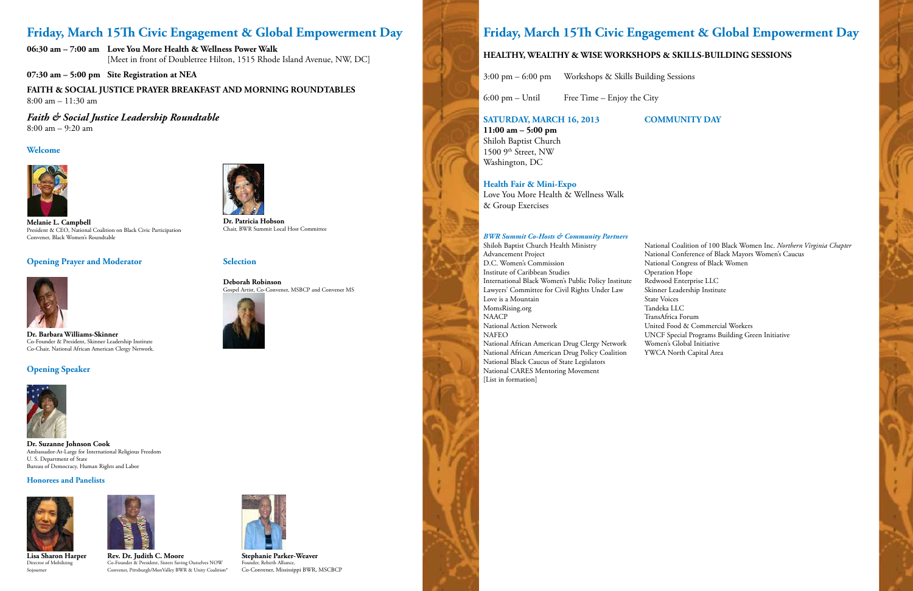## Friday, March 15Th Civic Engagement & Global Empowerment Day

**06:30 am – 7:00 am Love You More Health & Wellness Power Walk**
[Meet in front of Doubletree Hilton, 1515 Rhode Island Avenue, NW, DC]

**07:30 am – 5:00 pm Site Registration at NEA**

**FAITH & SOCIAL JUSTICE PRAYER BREAKFAST AND MORNING ROUNDTABLES**
8:00 am – 11:30 am

### *Faith & Social Justice Leadership Roundtable*
8:00 am – 9:20 am

#### Welcome

**Melanie L. Campbell**
President & CEO, National Coalition on Black Civic Participation
Convener, Black Women's Roundtable

**Dr. Patricia Hobson**
Chair, BWR Summit Local Host Committee

#### Opening Prayer and Moderator

**Dr. Barbara Williams-Skinner**
Co-Founder & President, Skinner Leadership Institute
Co-Chair, National African American Clergy Network.

#### Selection

**Deborah Robinson**
Gospel Artist, Co-Convener, MSBCP and Convener MS

#### Opening Speaker

**Dr. Suzanne Johnson Cook**
Ambassador-At-Large for International Religious Freedom
U. S. Department of State
Bureau of Democracy, Human Rights and Labor

#### Honorees and Panelists

**Lisa Sharon Harper**
Director of Mobilizing
Sojourner

**Rev. Dr. Judith C. Moore**
Co-Founder & President, Sisters Saving Ourselves NOW
Convener, Pittsburgh/MonValley BWR & Unity Coalition*

**Stephanie Parker-Weaver**
Founder, Rebirth Alliance,
Co-Convener, Mississippi BWR, MSCBCP

## Friday, March 15Th Civic Engagement & Global Empowerment Day

**HEALTHY, WEALTHY & WISE WORKSHOPS & SKILLS-BUILDING SESSIONS**

3:00 pm – 6:00 pm Workshops & Skills Building Sessions

6:00 pm – Until Free Time – Enjoy the City

**SATURDAY, MARCH 16, 2013 COMMUNITY DAY**
**11:00 am – 5:00 pm**
Shiloh Baptist Church
1500 9th Street, NW
Washington, DC

**Health Fair & Mini-Expo**
Love You More Health & Wellness Walk
& Group Exercises

***BWR Summit Co-Hosts & Community Partners***

Shiloh Baptist Church Health Ministry
Advancement Project
D.C. Women's Commission
Institute of Caribbean Studies
International Black Women's Public Policy Institute
Lawyers' Committee for Civil Rights Under Law
Love is a Mountain
MomsRising.org
NAACP
National Action Network
NAFEO
National African American Drug Clergy Network
National African American Drug Policy Coalition
National Black Caucus of State Legislators
National CARES Mentoring Movement
[List in formation]

National Coalition of 100 Black Women Inc. *Northern Virginia Chapter*
National Conference of Black Mayors Women's Caucus
National Congress of Black Women
Operation Hope
Redwood Enterprise LLC
Skinner Leadership Institute
State Voices
Tandeka LLC
TransAfrica Forum
United Food & Commercial Workers
UNCF Special Programs Building Green Initiative
Women's Global Initiative
YWCA North Capital Area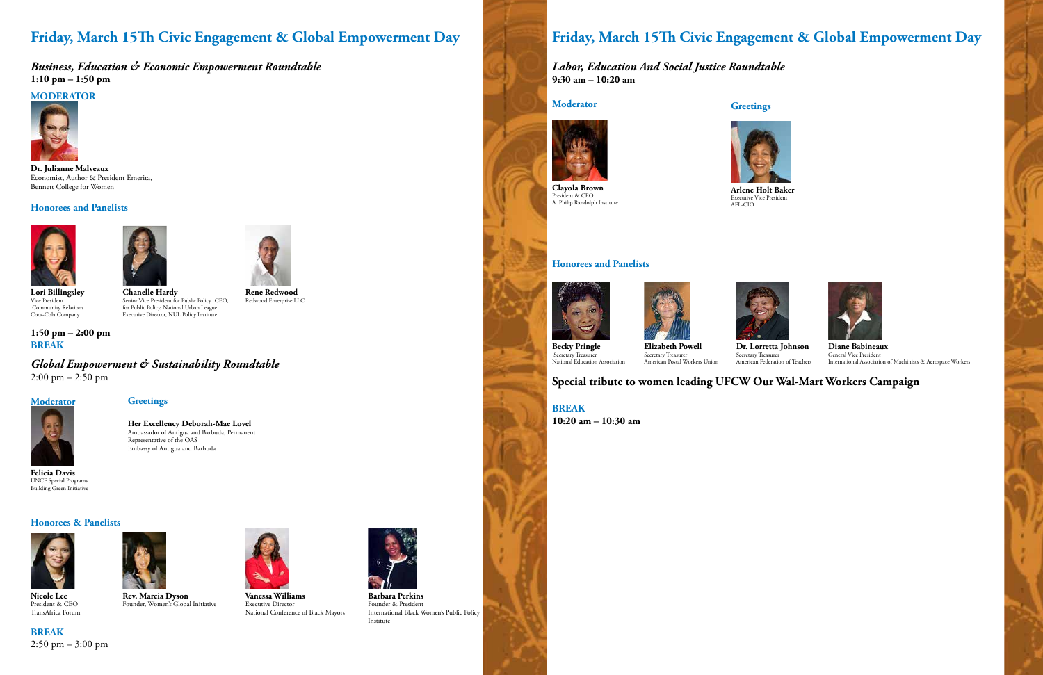## Friday, March 15Th Civic Engagement & Global Empowerment Day

### *Business, Education & Economic Empowerment Roundtable*

**1:10 pm – 1:50 pm**

**MODERATOR**

**Dr. Julianne Malveaux**
Economist, Author & President Emerita,
Bennett College for Women

**Honorees and Panelists**

**Lori Billingsley**
Vice President
Community Relations
Coca-Cola Company

**Chanelle Hardy**
Senior Vice President for Public Policy CEO,
for Public Policy, National Urban League
Executive Director, NUL Policy Institute

**Rene Redwood**
Redwood Enterprise LLC

**1:50 pm – 2:00 pm**
**BREAK**

### *Global Empowerment & Sustainability Roundtable*

2:00 pm – 2:50 pm

**Moderator**

**Felicia Davis**
UNCF Special Programs
Building Green Initiative

**Greetings**

**Her Excellency Deborah-Mae Lovel**
Ambassador of Antigua and Barbuda, Permanent
Representative of the OAS
Embassy of Antigua and Barbuda

**Honorees & Panelists**

**Nicole Lee**
President & CEO
TransAfrica Forum

**Rev. Marcia Dyson**
Founder, Women's Global Initiative

**Vanessa Williams**
Executive Director
National Conference of Black Mayors

**Barbara Perkins**
Founder & President
International Black Women's Public Policy
Institute

**BREAK**
2:50 pm – 3:00 pm

## Friday, March 15Th Civic Engagement & Global Empowerment Day

### *Labor, Education And Social Justice Roundtable*

**9:30 am – 10:20 am**

**Moderator**

**Clayola Brown**
President & CEO
A. Philip Randolph Institute

**Greetings**

**Arlene Holt Baker**
Executive Vice President
AFL-CIO

**Honorees and Panelists**

**Becky Pringle**
Secretary Treasurer
National Education Association

**Elizabeth Powell**
Secretary Treasurer
American Postal Workers Union

**Dr. Lorretta Johnson**
Secretary Treasurer
American Federation of Teachers

**Diane Babineaux**
General Vice President
International Association of Machinists & Aerospace Workers

**Special tribute to women leading UFCW Our Wal-Mart Workers Campaign**

**BREAK**
**10:20 am – 10:30 am**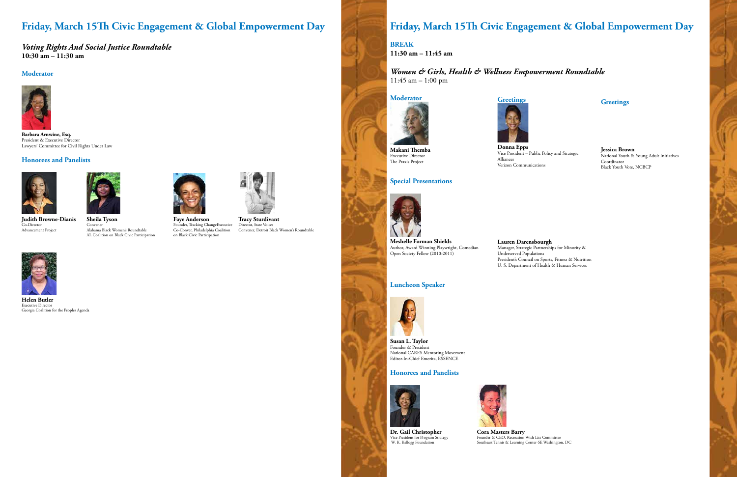# Friday, March 15Th Civic Engagement & Global Empowerment Day

## *Voting Rights And Social Justice Roundtable*

**10:30 am – 11:30 am**

### Moderator

**Barbara Arnwine, Esq.**
President & Executive Director
Lawyers' Committee for Civil Rights Under Law

### Honorees and Panelists

**Judith Browne-Dianis**
Co-Director
Advancement Project

**Sheila Tyson**
Convener
Alabama Black Women's Roundtable
AL Coalition on Black Civic Participation

**Faye Anderson**
Founder, Tracking ChangeExecutive
Co-Conver, Philadelphia Coalition on Black Civic Participation

**Tracy Sturdivant**
Director, State Voices
Convener, Detroit Black Women's Roundtable

**Helen Butler**
Executive Director
Georgia Coalition for the Peoples Agenda

# Friday, March 15Th Civic Engagement & Global Empowerment Day

### BREAK

**11:30 am – 11:45 am**

## *Women & Girls, Health & Wellness Empowerment Roundtable*

11:45 am – 1:00 pm

### Moderator

**Makani Themba**
Executive Director
The Praxis Project

### Greetings

**Donna Epps**
Vice President – Public Policy and Strategic Alliances
Verizon Communications

### Greetings

**Jessica Brown**
National Youth & Young Adult Initiatives Coordinator
Black Youth Vote, NCBCP

### Special Presentations

**Meshelle Forman Shields**
Author, Award Winning Playwright, Comedian
Open Society Fellow (2010-2011)

**Lauren Darensbourgh**
Manager, Strategic Partnerships for Minority & Underserved Populations
President's Council on Sports, Fitness & Nutrition
U. S. Department of Health & Human Services

### Luncheon Speaker

**Susan L. Taylor**
Founder & President
National CARES Mentoring Movement
Editor-In-Chief Emerita, ESSENCE

### Honorees and Panelists

**Dr. Gail Christopher**
Vice President for Program Strategy
W. K. Kellogg Foundation

**Cora Masters Barry**
Founder & CEO, Recreation Wish List Committee
Southeast Tennis & Learning Center-SE Washington, DC